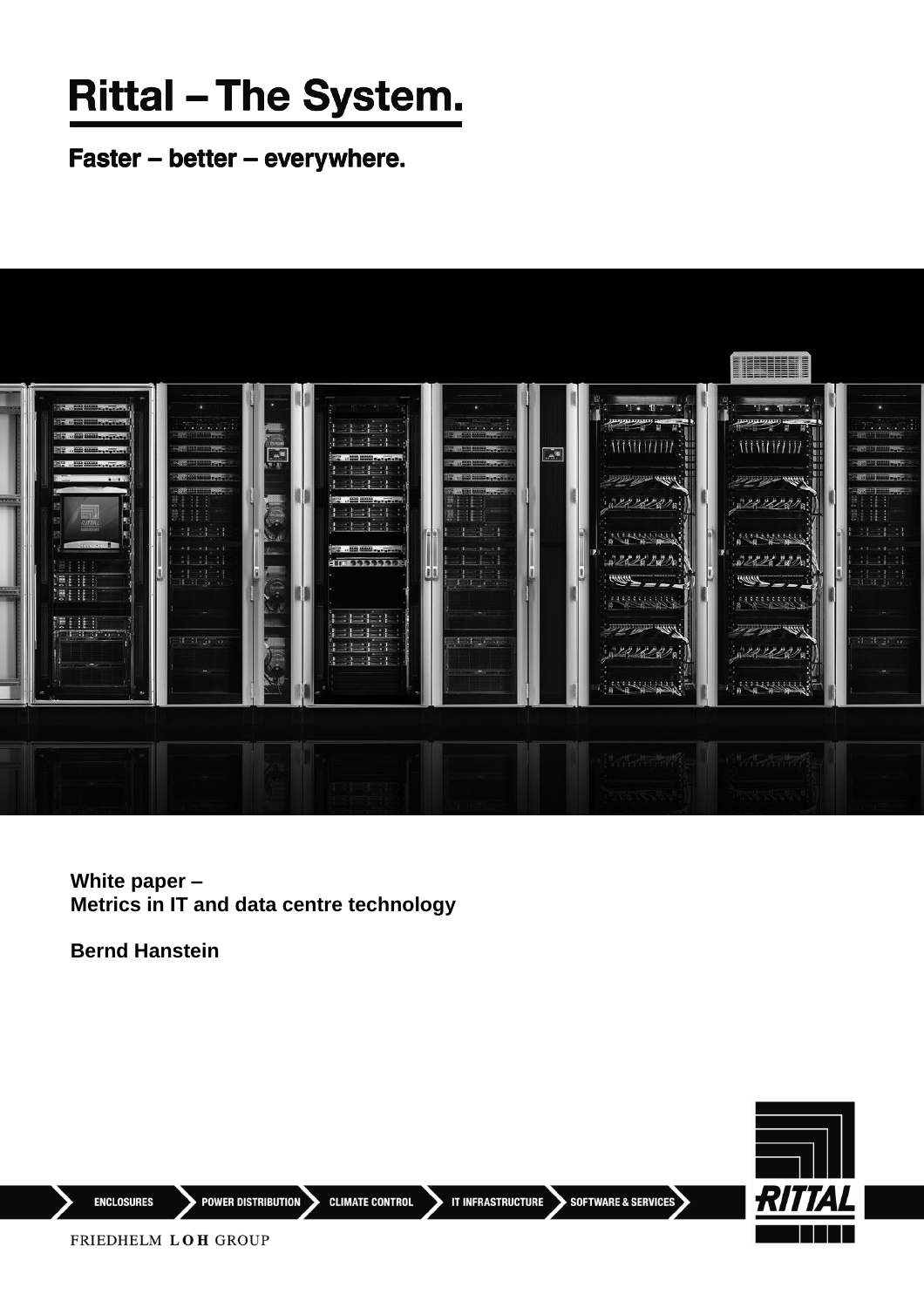# Rittal – The System.

**Faster – better – everywhere.**

**White paper –**
**Metrics in IT and data centre technology**

**Bernd Hanstein**

ENCLOSURES | POWER DISTRIBUTION | CLIMATE CONTROL | IT INFRASTRUCTURE | SOFTWARE & SERVICES

RITTAL

FRIEDHELM LOH GROUP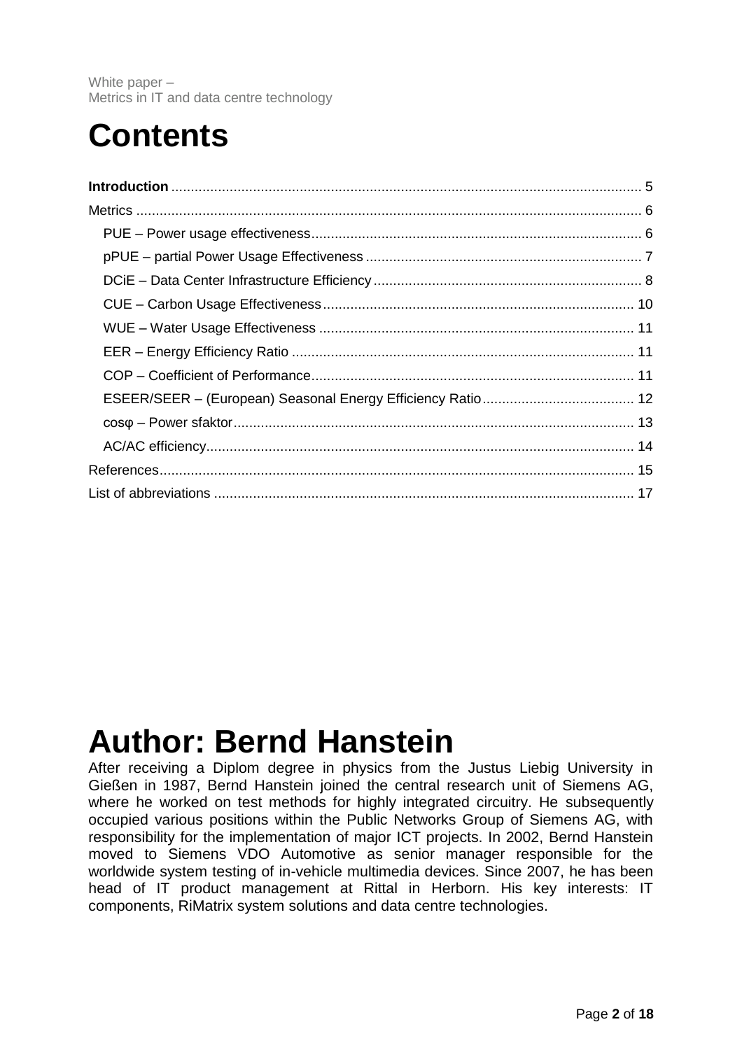# Contents

**Introduction** ........................................................................................................ 5
Metrics ........................................................................................................ 6
- PUE – Power usage effectiveness ........................................................................ 6
- pPUE – partial Power Usage Effectiveness ........................................................ 7
- DCiE – Data Center Infrastructure Efficiency ...................................................... 8
- CUE – Carbon Usage Effectiveness .................................................................. 10
- WUE – Water Usage Effectiveness ................................................................... 11
- EER – Energy Efficiency Ratio ......................................................................... 11
- COP – Coefficient of Performance .................................................................... 11
- ESEER/SEER – (European) Seasonal Energy Efficiency Ratio ........................... 12
- cosφ – Power sfaktor ........................................................................................ 13
- AC/AC efficiency ............................................................................................. 14

References ........................................................................................................ 15
List of abbreviations ........................................................................................... 17

# Author: Bernd Hanstein

After receiving a Diplom degree in physics from the Justus Liebig University in Gießen in 1987, Bernd Hanstein joined the central research unit of Siemens AG, where he worked on test methods for highly integrated circuitry. He subsequently occupied various positions within the Public Networks Group of Siemens AG, with responsibility for the implementation of major ICT projects. In 2002, Bernd Hanstein moved to Siemens VDO Automotive as senior manager responsible for the worldwide system testing of in-vehicle multimedia devices. Since 2007, he has been head of IT product management at Rittal in Herborn. His key interests: IT components, RiMatrix system solutions and data centre technologies.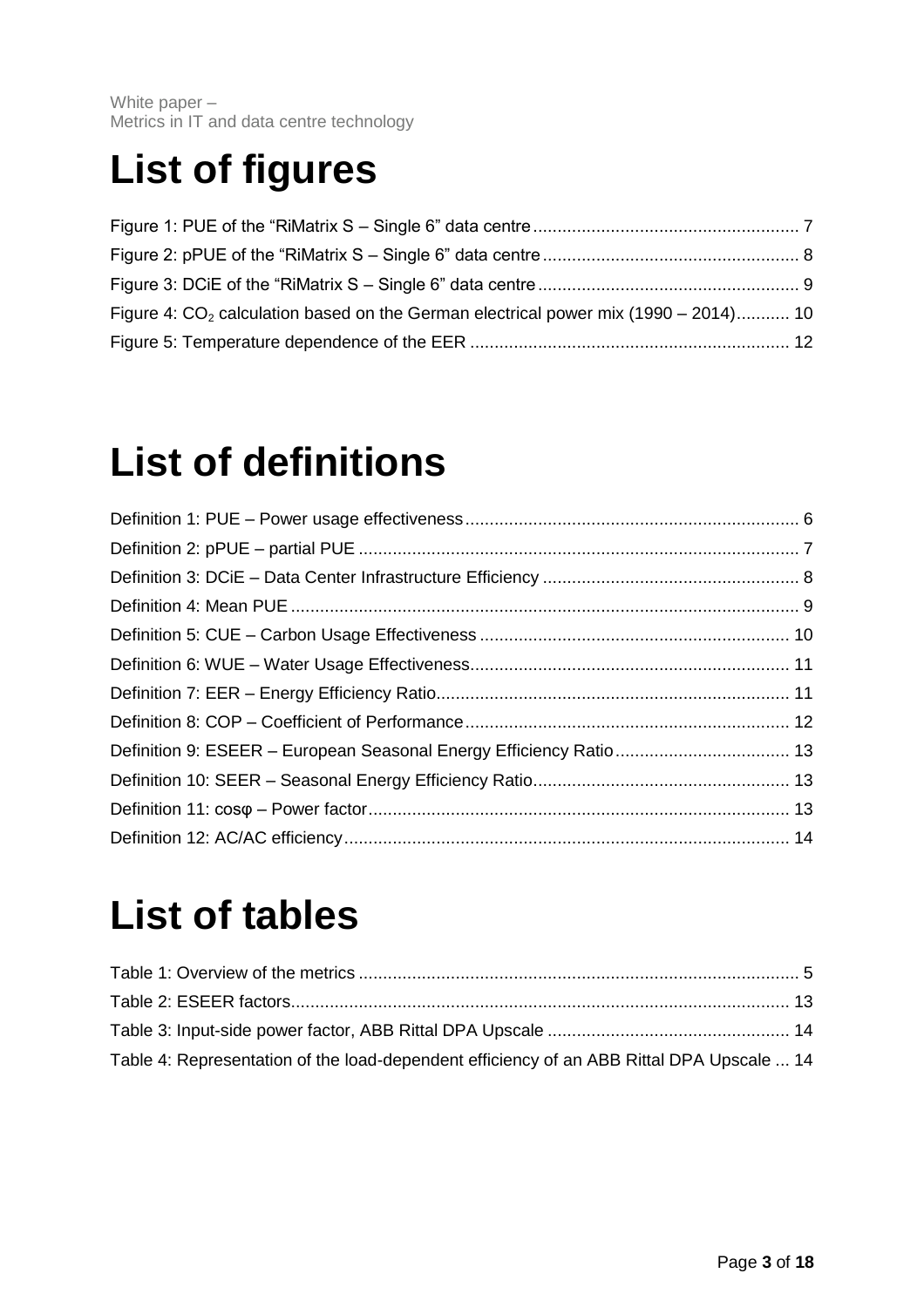# List of figures

Figure 1: PUE of the “RiMatrix S – Single 6” data centre ........................................................ 7

Figure 2: pPUE of the “RiMatrix S – Single 6” data centre ...................................................... 8

Figure 3: DCiE of the “RiMatrix S – Single 6” data centre ....................................................... 9

Figure 4: $CO_2$ calculation based on the German electrical power mix (1990 – 2014)........... 10

Figure 5: Temperature dependence of the EER ................................................................... 12

# List of definitions

Definition 1: PUE – Power usage effectiveness ..................................................................... 6

Definition 2: pPUE – partial PUE ............................................................................................ 7

Definition 3: DCiE – Data Center Infrastructure Efficiency ..................................................... 8

Definition 4: Mean PUE ......................................................................................................... 9

Definition 5: CUE – Carbon Usage Effectiveness ................................................................ 10

Definition 6: WUE – Water Usage Effectiveness.................................................................. 11

Definition 7: EER – Energy Efficiency Ratio......................................................................... 11

Definition 8: COP – Coefficient of Performance ................................................................... 12

Definition 9: ESEER – European Seasonal Energy Efficiency Ratio .................................... 13

Definition 10: SEER – Seasonal Energy Efficiency Ratio ..................................................... 13

Definition 11: cosφ – Power factor ....................................................................................... 13

Definition 12: AC/AC efficiency ............................................................................................ 14

# List of tables

Table 1: Overview of the metrics ........................................................................................... 5

Table 2: ESEER factors ....................................................................................................... 13

Table 3: Input-side power factor, ABB Rittal DPA Upscale .................................................. 14

Table 4: Representation of the load-dependent efficiency of an ABB Rittal DPA Upscale ... 14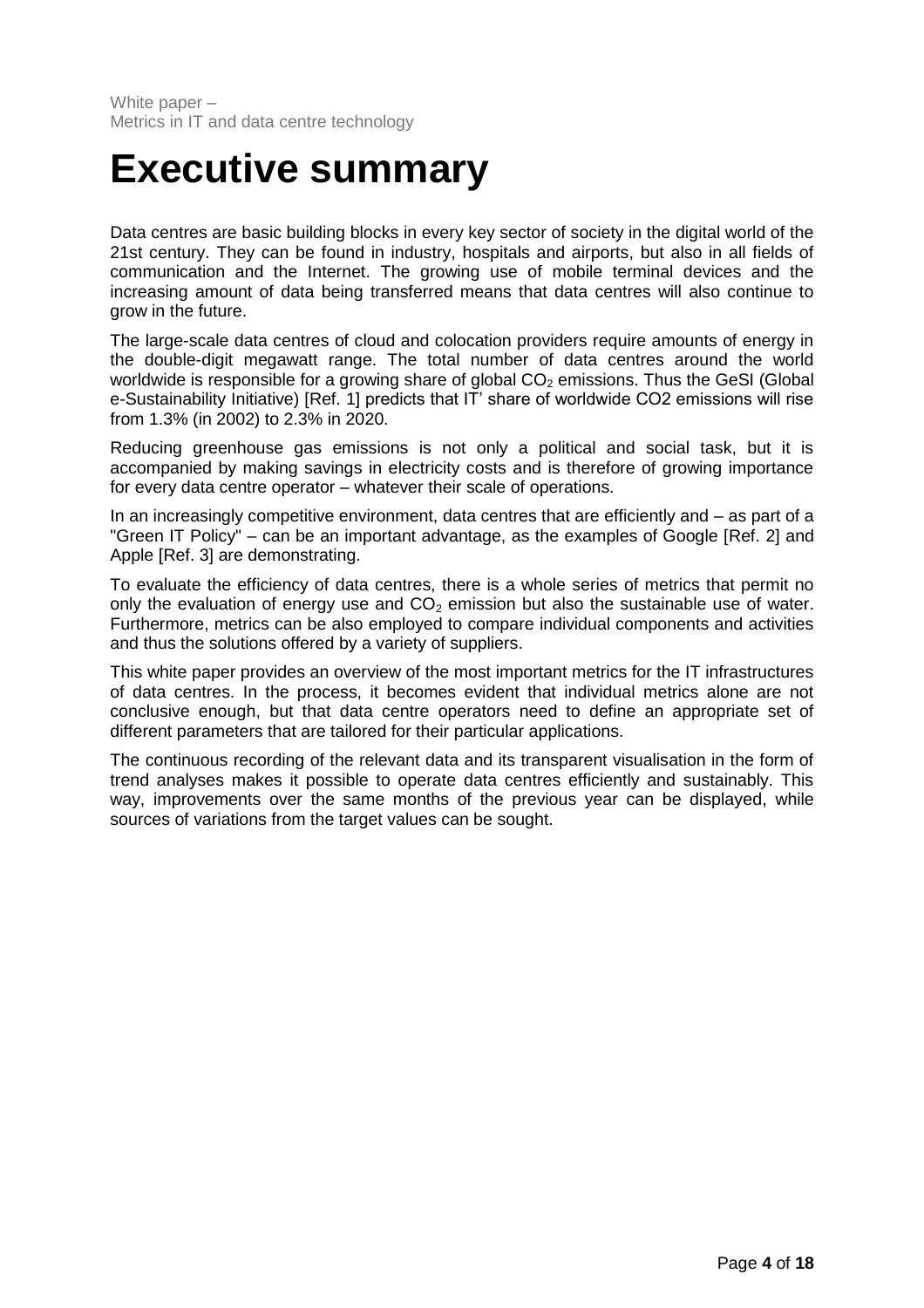# Executive summary

Data centres are basic building blocks in every key sector of society in the digital world of the 21st century. They can be found in industry, hospitals and airports, but also in all fields of communication and the Internet. The growing use of mobile terminal devices and the increasing amount of data being transferred means that data centres will also continue to grow in the future.

The large-scale data centres of cloud and colocation providers require amounts of energy in the double-digit megawatt range. The total number of data centres around the world worldwide is responsible for a growing share of global $CO_2$ emissions. Thus the GeSI (Global e-Sustainability Initiative) [Ref. 1] predicts that IT' share of worldwide CO2 emissions will rise from 1.3% (in 2002) to 2.3% in 2020.

Reducing greenhouse gas emissions is not only a political and social task, but it is accompanied by making savings in electricity costs and is therefore of growing importance for every data centre operator – whatever their scale of operations.

In an increasingly competitive environment, data centres that are efficiently and – as part of a "Green IT Policy" – can be an important advantage, as the examples of Google [Ref. 2] and Apple [Ref. 3] are demonstrating.

To evaluate the efficiency of data centres, there is a whole series of metrics that permit no only the evaluation of energy use and $CO_2$ emission but also the sustainable use of water. Furthermore, metrics can be also employed to compare individual components and activities and thus the solutions offered by a variety of suppliers.

This white paper provides an overview of the most important metrics for the IT infrastructures of data centres. In the process, it becomes evident that individual metrics alone are not conclusive enough, but that data centre operators need to define an appropriate set of different parameters that are tailored for their particular applications.

The continuous recording of the relevant data and its transparent visualisation in the form of trend analyses makes it possible to operate data centres efficiently and sustainably. This way, improvements over the same months of the previous year can be displayed, while sources of variations from the target values can be sought.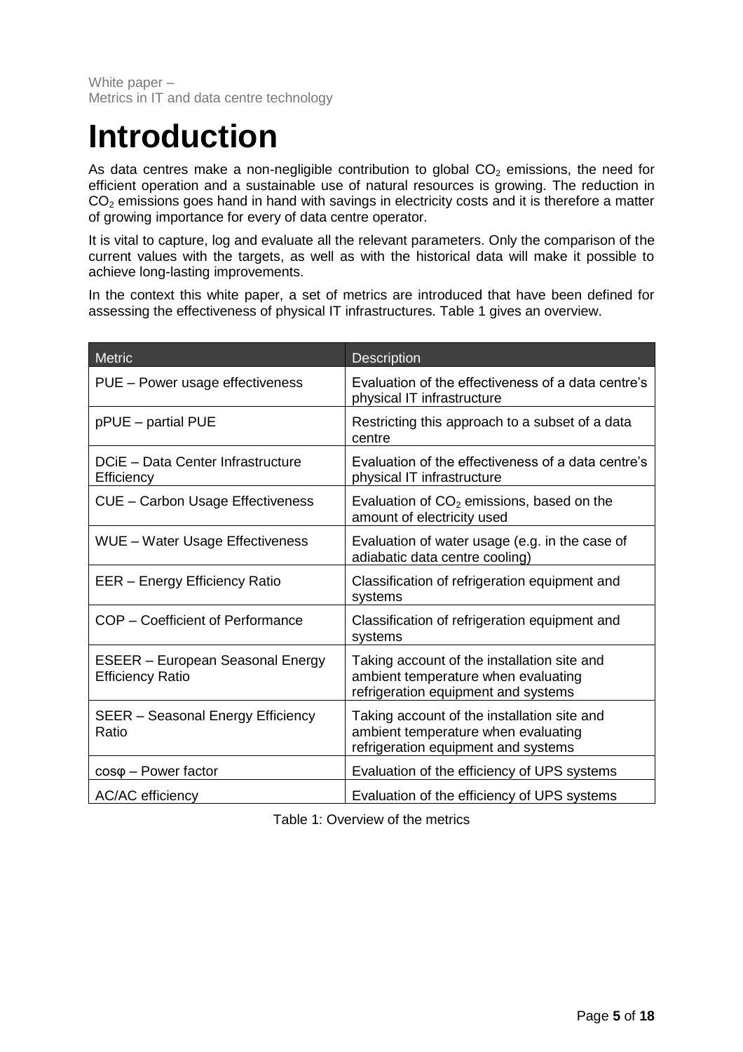# Introduction

As data centres make a non-negligible contribution to global $CO_2$ emissions, the need for efficient operation and a sustainable use of natural resources is growing. The reduction in $CO_2$ emissions goes hand in hand with savings in electricity costs and it is therefore a matter of growing importance for every of data centre operator.

It is vital to capture, log and evaluate all the relevant parameters. Only the comparison of the current values with the targets, as well as with the historical data will make it possible to achieve long-lasting improvements.

In the context this white paper, a set of metrics are introduced that have been defined for assessing the effectiveness of physical IT infrastructures. Table 1 gives an overview.

| Metric | Description |
|---|---|
| PUE – Power usage effectiveness | Evaluation of the effectiveness of a data centre's physical IT infrastructure |
| pPUE – partial PUE | Restricting this approach to a subset of a data centre |
| DCiE – Data Center Infrastructure Efficiency | Evaluation of the effectiveness of a data centre's physical IT infrastructure |
| CUE – Carbon Usage Effectiveness | Evaluation of $CO_2$ emissions, based on the amount of electricity used |
| WUE – Water Usage Effectiveness | Evaluation of water usage (e.g. in the case of adiabatic data centre cooling) |
| EER – Energy Efficiency Ratio | Classification of refrigeration equipment and systems |
| COP – Coefficient of Performance | Classification of refrigeration equipment and systems |
| ESEER – European Seasonal Energy Efficiency Ratio | Taking account of the installation site and ambient temperature when evaluating refrigeration equipment and systems |
| SEER – Seasonal Energy Efficiency Ratio | Taking account of the installation site and ambient temperature when evaluating refrigeration equipment and systems |
| $\cos\varphi$ – Power factor | Evaluation of the efficiency of UPS systems |
| AC/AC efficiency | Evaluation of the efficiency of UPS systems |

Table 1: Overview of the metrics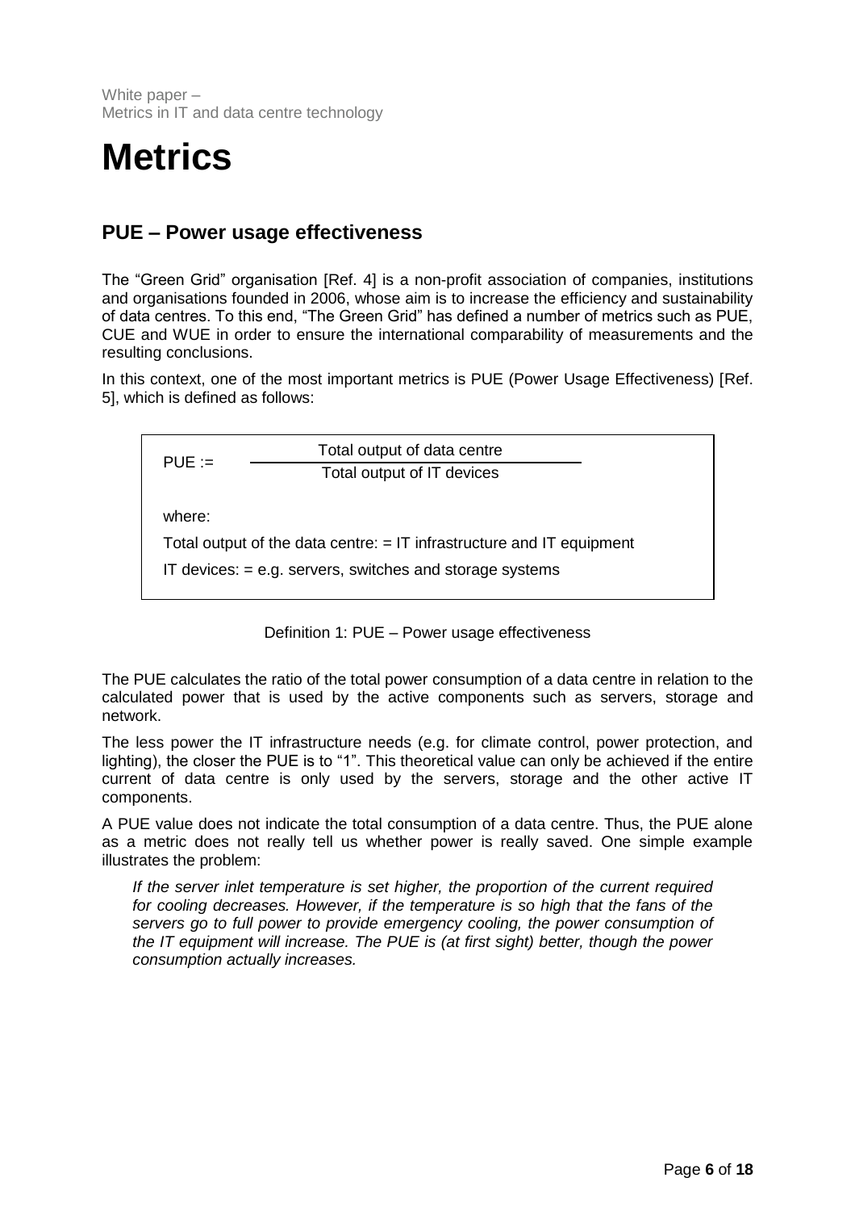# Metrics

## PUE – Power usage effectiveness

The "Green Grid" organisation [Ref. 4] is a non-profit association of companies, institutions and organisations founded in 2006, whose aim is to increase the efficiency and sustainability of data centres. To this end, "The Green Grid" has defined a number of metrics such as PUE, CUE and WUE in order to ensure the international comparability of measurements and the resulting conclusions.

In this context, one of the most important metrics is PUE (Power Usage Effectiveness) [Ref. 5], which is defined as follows:

$$\text{PUE} := \frac{\text{Total output of data centre}}{\text{Total output of IT devices}}$$

where:

Total output of the data centre: = IT infrastructure and IT equipment

IT devices: = e.g. servers, switches and storage systems

Definition 1: PUE – Power usage effectiveness

The PUE calculates the ratio of the total power consumption of a data centre in relation to the calculated power that is used by the active components such as servers, storage and network.

The less power the IT infrastructure needs (e.g. for climate control, power protection, and lighting), the closer the PUE is to "1". This theoretical value can only be achieved if the entire current of data centre is only used by the servers, storage and the other active IT components.

A PUE value does not indicate the total consumption of a data centre. Thus, the PUE alone as a metric does not really tell us whether power is really saved. One simple example illustrates the problem:

*If the server inlet temperature is set higher, the proportion of the current required for cooling decreases. However, if the temperature is so high that the fans of the servers go to full power to provide emergency cooling, the power consumption of the IT equipment will increase. The PUE is (at first sight) better, though the power consumption actually increases.*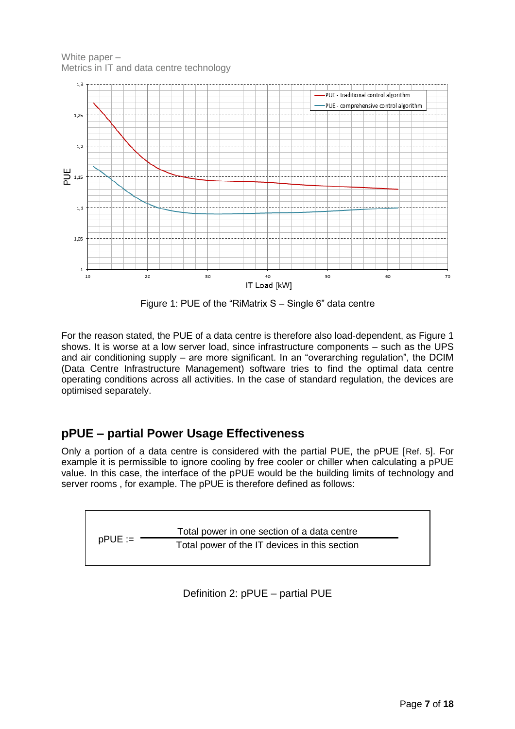Figure 1: PUE of the "RiMatrix S – Single 6" data centre

For the reason stated, the PUE of a data centre is therefore also load-dependent, as Figure 1 shows. It is worse at a low server load, since infrastructure components – such as the UPS and air conditioning supply – are more significant. In an "overarching regulation", the DCIM (Data Centre Infrastructure Management) software tries to find the optimal data centre operating conditions across all activities. In the case of standard regulation, the devices are optimised separately.

## pPUE – partial Power Usage Effectiveness

Only a portion of a data centre is considered with the partial PUE, the pPUE [Ref. 5]. For example it is permissible to ignore cooling by free cooler or chiller when calculating a pPUE value. In this case, the interface of the pPUE would be the building limits of technology and server rooms , for example. The pPUE is therefore defined as follows:

$$\text{pPUE} := \frac{\text{Total power in one section of a data centre}}{\text{Total power of the IT devices in this section}}$$

Definition 2: pPUE – partial PUE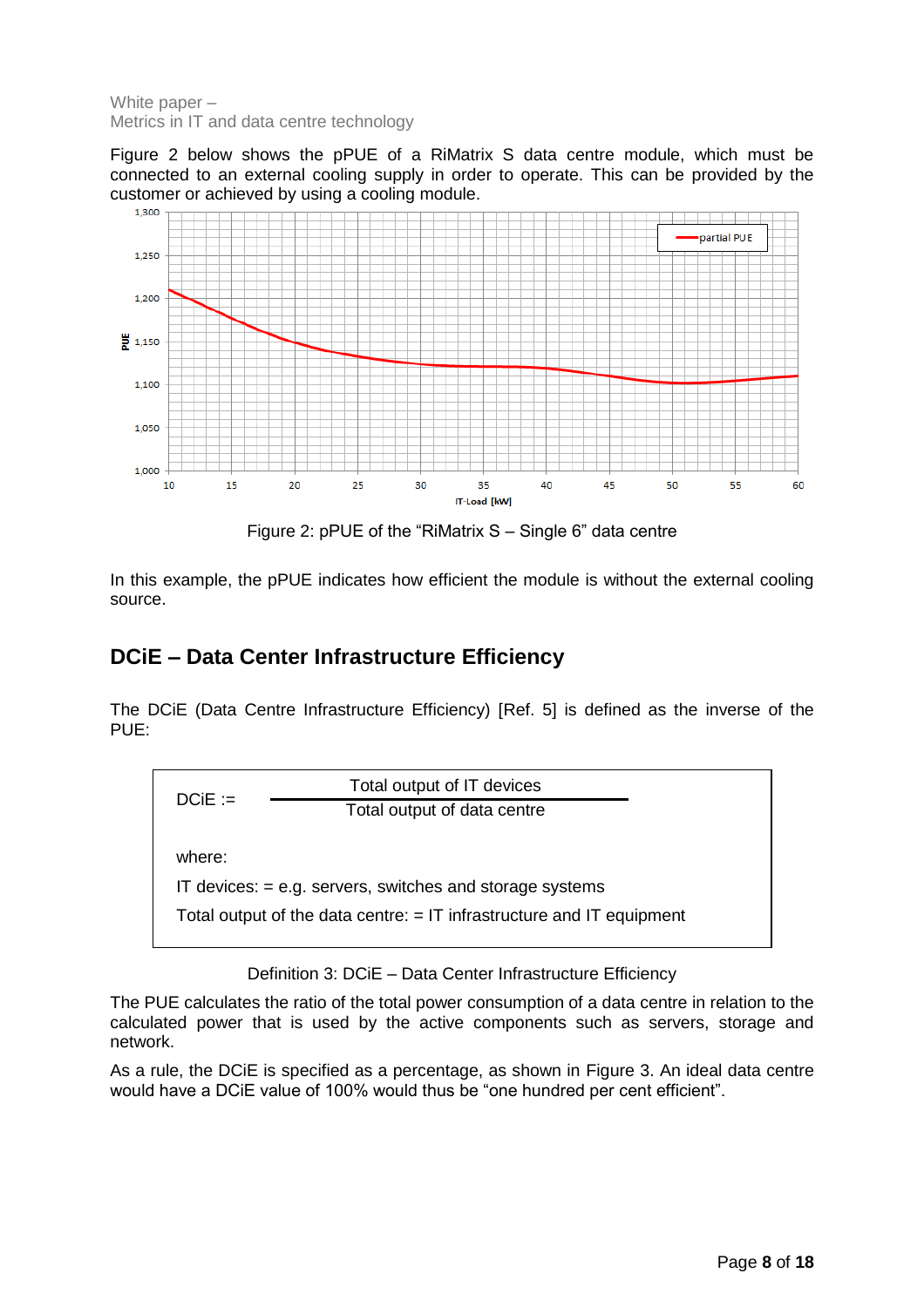Figure 2 below shows the pPUE of a RiMatrix S data centre module, which must be connected to an external cooling supply in order to operate. This can be provided by the customer or achieved by using a cooling module.

Figure 2: pPUE of the "RiMatrix S – Single 6" data centre

In this example, the pPUE indicates how efficient the module is without the external cooling source.

## DCiE – Data Center Infrastructure Efficiency

The DCiE (Data Centre Infrastructure Efficiency) [Ref. 5] is defined as the inverse of the PUE:

$$\text{DCiE} := \frac{\text{Total output of IT devices}}{\text{Total output of data centre}}$$

where:

IT devices: = e.g. servers, switches and storage systems

Total output of the data centre: = IT infrastructure and IT equipment

Definition 3: DCiE – Data Center Infrastructure Efficiency

The PUE calculates the ratio of the total power consumption of a data centre in relation to the calculated power that is used by the active components such as servers, storage and network.

As a rule, the DCiE is specified as a percentage, as shown in Figure 3. An ideal data centre would have a DCiE value of 100% would thus be "one hundred per cent efficient".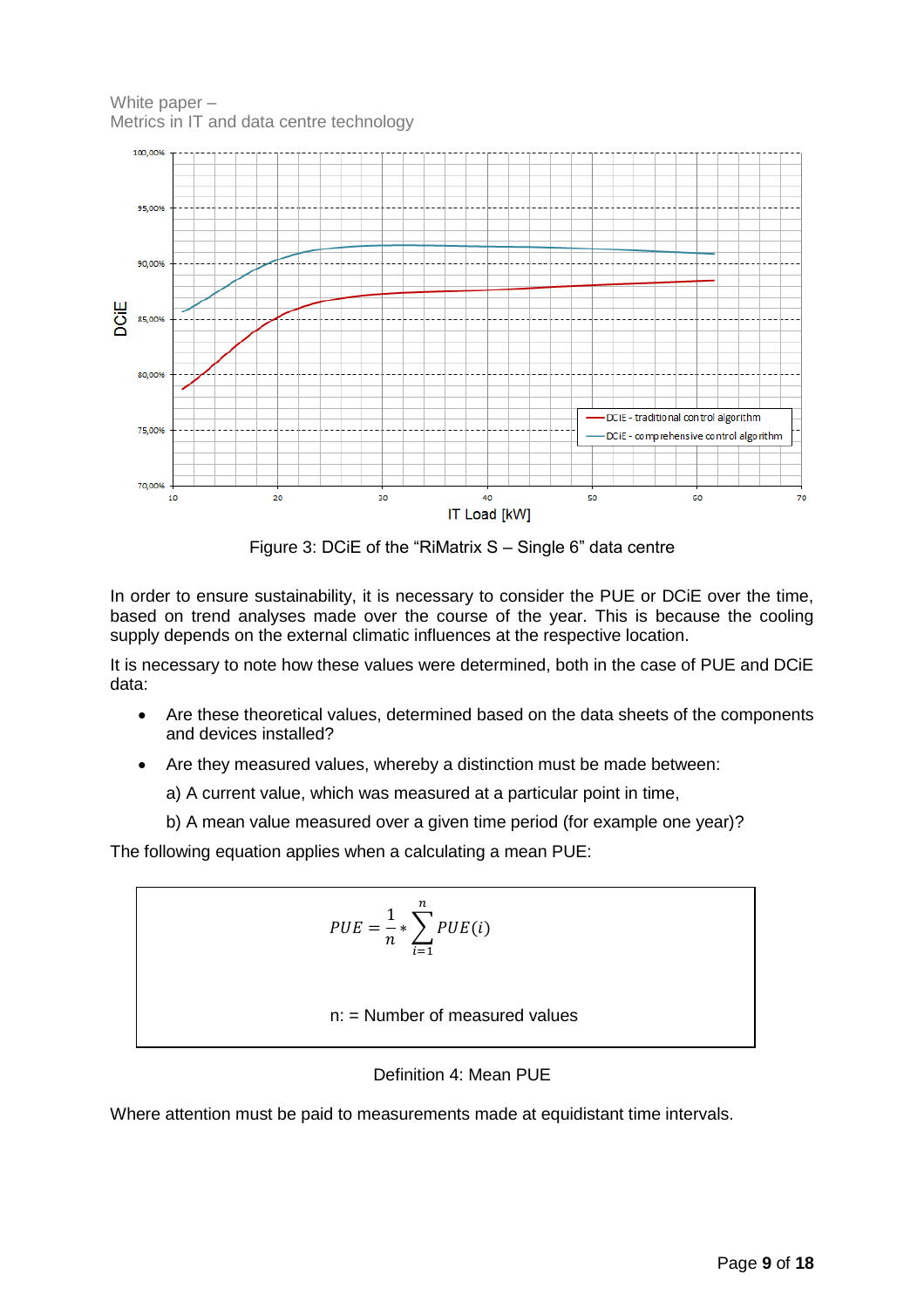Figure 3: DCiE of the “RiMatrix S – Single 6” data centre

In order to ensure sustainability, it is necessary to consider the PUE or DCiE over the time, based on trend analyses made over the course of the year. This is because the cooling supply depends on the external climatic influences at the respective location.

It is necessary to note how these values were determined, both in the case of PUE and DCiE data:

- Are these theoretical values, determined based on the data sheets of the components and devices installed?
- Are they measured values, whereby a distinction must be made between:

  a) A current value, which was measured at a particular point in time,

  b) A mean value measured over a given time period (for example one year)?

The following equation applies when a calculating a mean PUE:

$$PUE = \frac{1}{n} * \sum_{i=1}^{n} PUE(i)$$

n: = Number of measured values

Definition 4: Mean PUE

Where attention must be paid to measurements made at equidistant time intervals.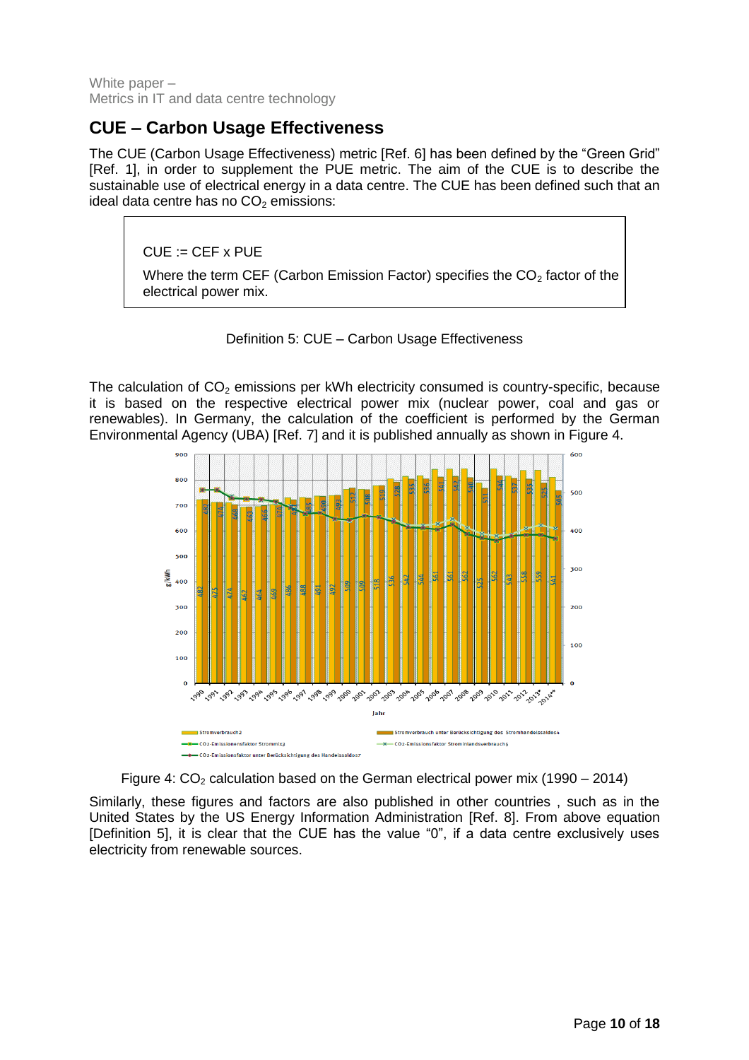White paper – Metrics in IT and data centre technology

## CUE – Carbon Usage Effectiveness

The CUE (Carbon Usage Effectiveness) metric [Ref. 6] has been defined by the "Green Grid" [Ref. 1], in order to supplement the PUE metric. The aim of the CUE is to describe the sustainable use of electrical energy in a data centre. The CUE has been defined such that an ideal data centre has no $CO_2$ emissions:

> CUE := CEF x PUE
>
> Where the term CEF (Carbon Emission Factor) specifies the $CO_2$ factor of the electrical power mix.

Definition 5: CUE – Carbon Usage Effectiveness

The calculation of $CO_2$ emissions per kWh electricity consumed is country-specific, because it is based on the respective electrical power mix (nuclear power, coal and gas or renewables). In Germany, the calculation of the coefficient is performed by the German Environmental Agency (UBA) [Ref. 7] and it is published annually as shown in Figure 4.

Figure 4: $CO_2$ calculation based on the German electrical power mix (1990 – 2014)

Similarly, these figures and factors are also published in other countries , such as in the United States by the US Energy Information Administration [Ref. 8]. From above equation [Definition 5], it is clear that the CUE has the value "0", if a data centre exclusively uses electricity from renewable sources.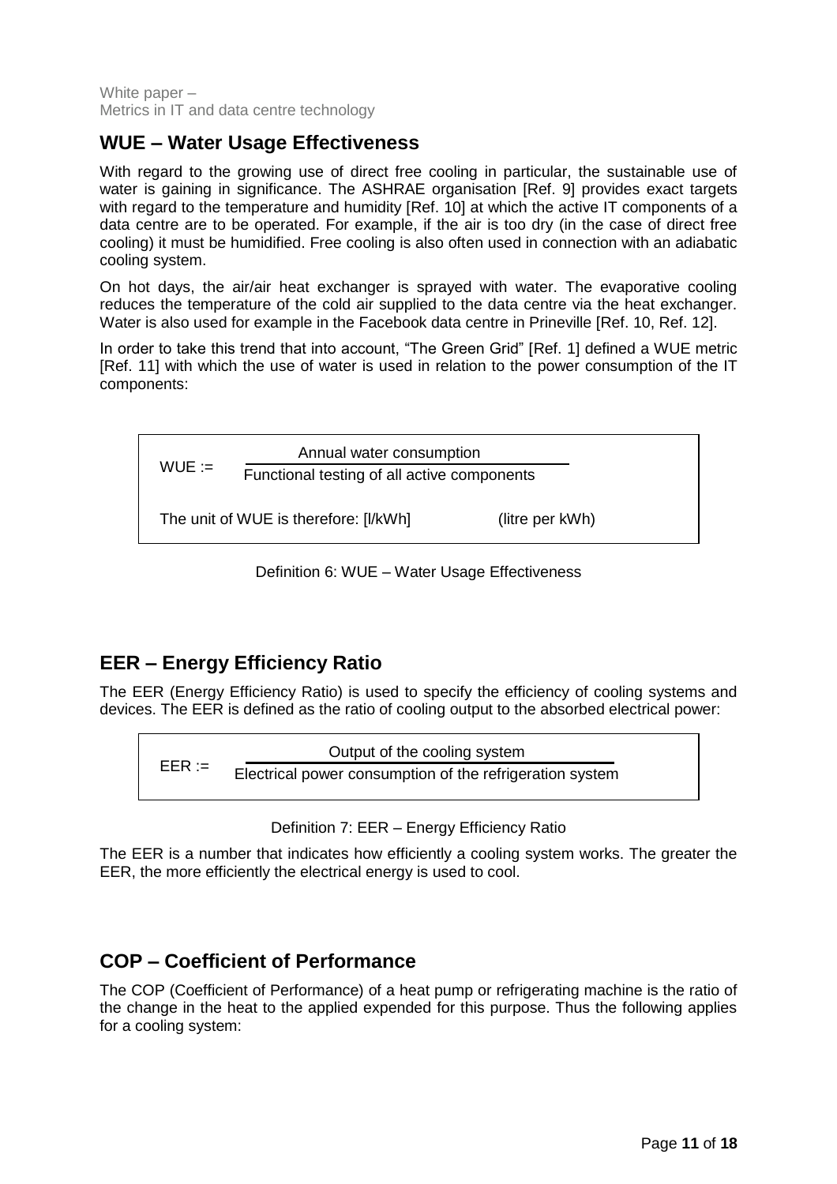## WUE – Water Usage Effectiveness

With regard to the growing use of direct free cooling in particular, the sustainable use of water is gaining in significance. The ASHRAE organisation [Ref. 9] provides exact targets with regard to the temperature and humidity [Ref. 10] at which the active IT components of a data centre are to be operated. For example, if the air is too dry (in the case of direct free cooling) it must be humidified. Free cooling is also often used in connection with an adiabatic cooling system.

On hot days, the air/air heat exchanger is sprayed with water. The evaporative cooling reduces the temperature of the cold air supplied to the data centre via the heat exchanger. Water is also used for example in the Facebook data centre in Prineville [Ref. 10, Ref. 12].

In order to take this trend that into account, "The Green Grid" [Ref. 1] defined a WUE metric [Ref. 11] with which the use of water is used in relation to the power consumption of the IT components:

$$\text{WUE} := \frac{\text{Annual water consumption}}{\text{Functional testing of all active components}}$$

The unit of WUE is therefore: [l/kWh] (litre per kWh)

Definition 6: WUE – Water Usage Effectiveness

## EER – Energy Efficiency Ratio

The EER (Energy Efficiency Ratio) is used to specify the efficiency of cooling systems and devices. The EER is defined as the ratio of cooling output to the absorbed electrical power:

$$\text{EER} := \frac{\text{Output of the cooling system}}{\text{Electrical power consumption of the refrigeration system}}$$

Definition 7: EER – Energy Efficiency Ratio

The EER is a number that indicates how efficiently a cooling system works. The greater the EER, the more efficiently the electrical energy is used to cool.

## COP – Coefficient of Performance

The COP (Coefficient of Performance) of a heat pump or refrigerating machine is the ratio of the change in the heat to the applied expended for this purpose. Thus the following applies for a cooling system: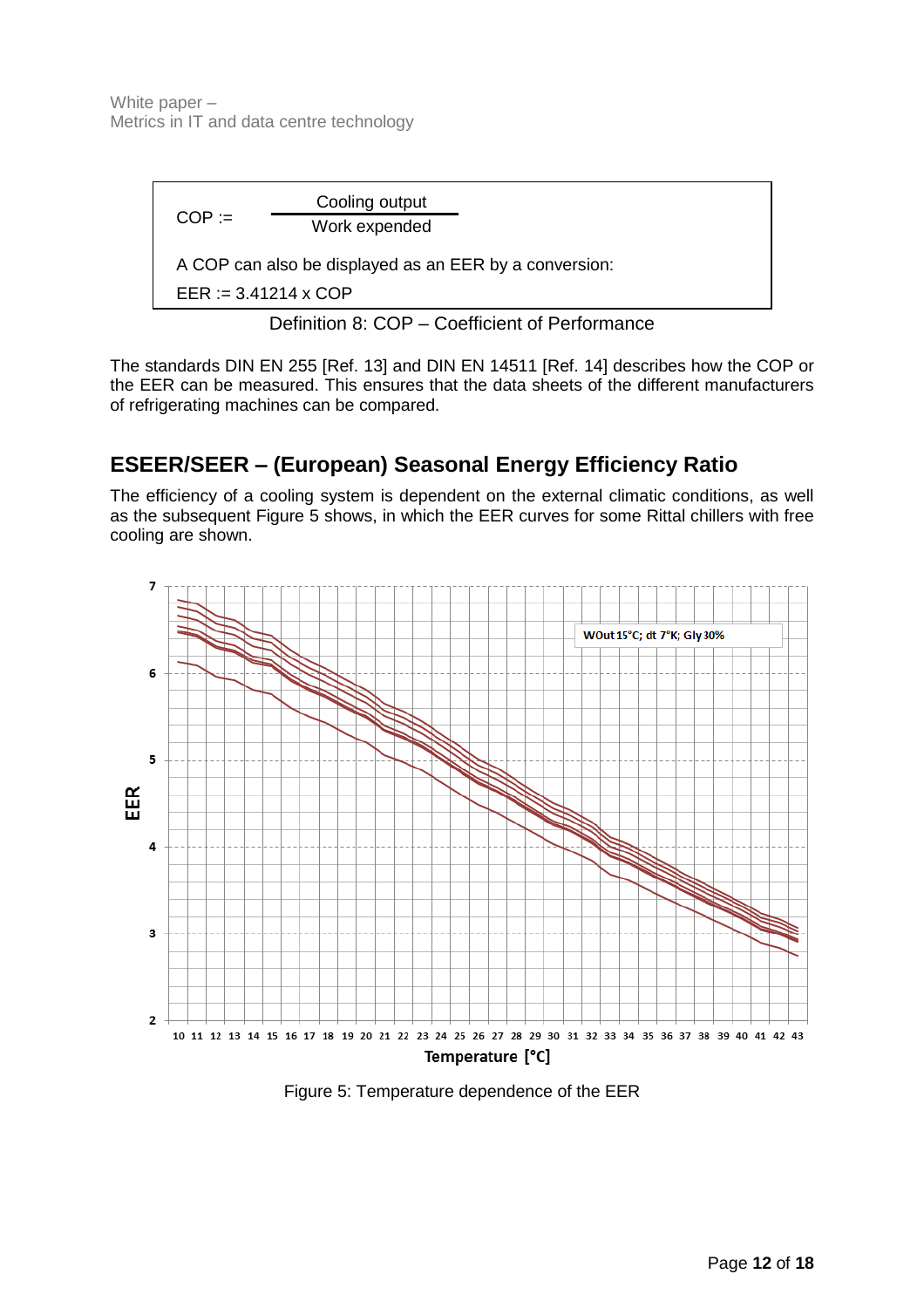$$\text{COP} := \frac{\text{Cooling output}}{\text{Work expended}}$$

A COP can also be displayed as an EER by a conversion:

$$\text{EER} := 3.41214 \times \text{COP}$$

Definition 8: COP – Coefficient of Performance

The standards DIN EN 255 [Ref. 13] and DIN EN 14511 [Ref. 14] describes how the COP or the EER can be measured. This ensures that the data sheets of the different manufacturers of refrigerating machines can be compared.

## ESEER/SEER – (European) Seasonal Energy Efficiency Ratio

The efficiency of a cooling system is dependent on the external climatic conditions, as well as the subsequent Figure 5 shows, in which the EER curves for some Rittal chillers with free cooling are shown.

Figure 5: Temperature dependence of the EER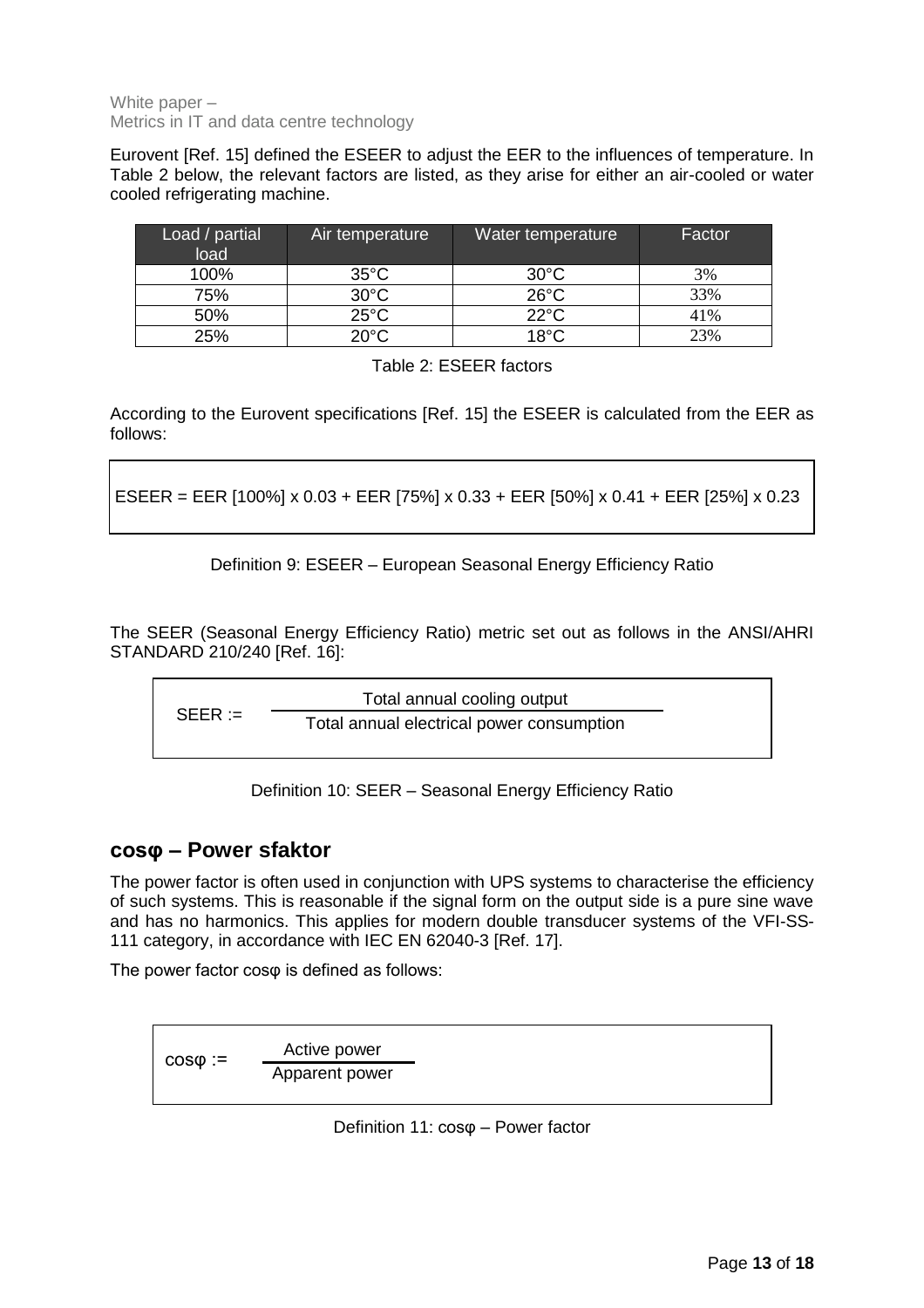Eurovent [Ref. 15] defined the ESEER to adjust the EER to the influences of temperature. In Table 2 below, the relevant factors are listed, as they arise for either an air-cooled or water cooled refrigerating machine.

| Load / partial load | Air temperature | Water temperature | Factor |
|---|---|---|---|
| 100% | 35°C | 30°C | 3% |
| 75% | 30°C | 26°C | 33% |
| 50% | 25°C | 22°C | 41% |
| 25% | 20°C | 18°C | 23% |

Table 2: ESEER factors

According to the Eurovent specifications [Ref. 15] the ESEER is calculated from the EER as follows:

$$ESEER = EER[100\%] \times 0.03 + EER[75\%] \times 0.33 + EER[50\%] \times 0.41 + EER[25\%] \times 0.23$$

Definition 9: ESEER – European Seasonal Energy Efficiency Ratio

The SEER (Seasonal Energy Efficiency Ratio) metric set out as follows in the ANSI/AHRI STANDARD 210/240 [Ref. 16]:

$$SEER := \frac{\text{Total annual cooling output}}{\text{Total annual electrical power consumption}}$$

Definition 10: SEER – Seasonal Energy Efficiency Ratio

## cosφ – Power sfaktor

The power factor is often used in conjunction with UPS systems to characterise the efficiency of such systems. This is reasonable if the signal form on the output side is a pure sine wave and has no harmonics. This applies for modern double transducer systems of the VFI-SS-111 category, in accordance with IEC EN 62040-3 [Ref. 17].

The power factor cosφ is defined as follows:

$$\cos\varphi := \frac{\text{Active power}}{\text{Apparent power}}$$

Definition 11: cosφ – Power factor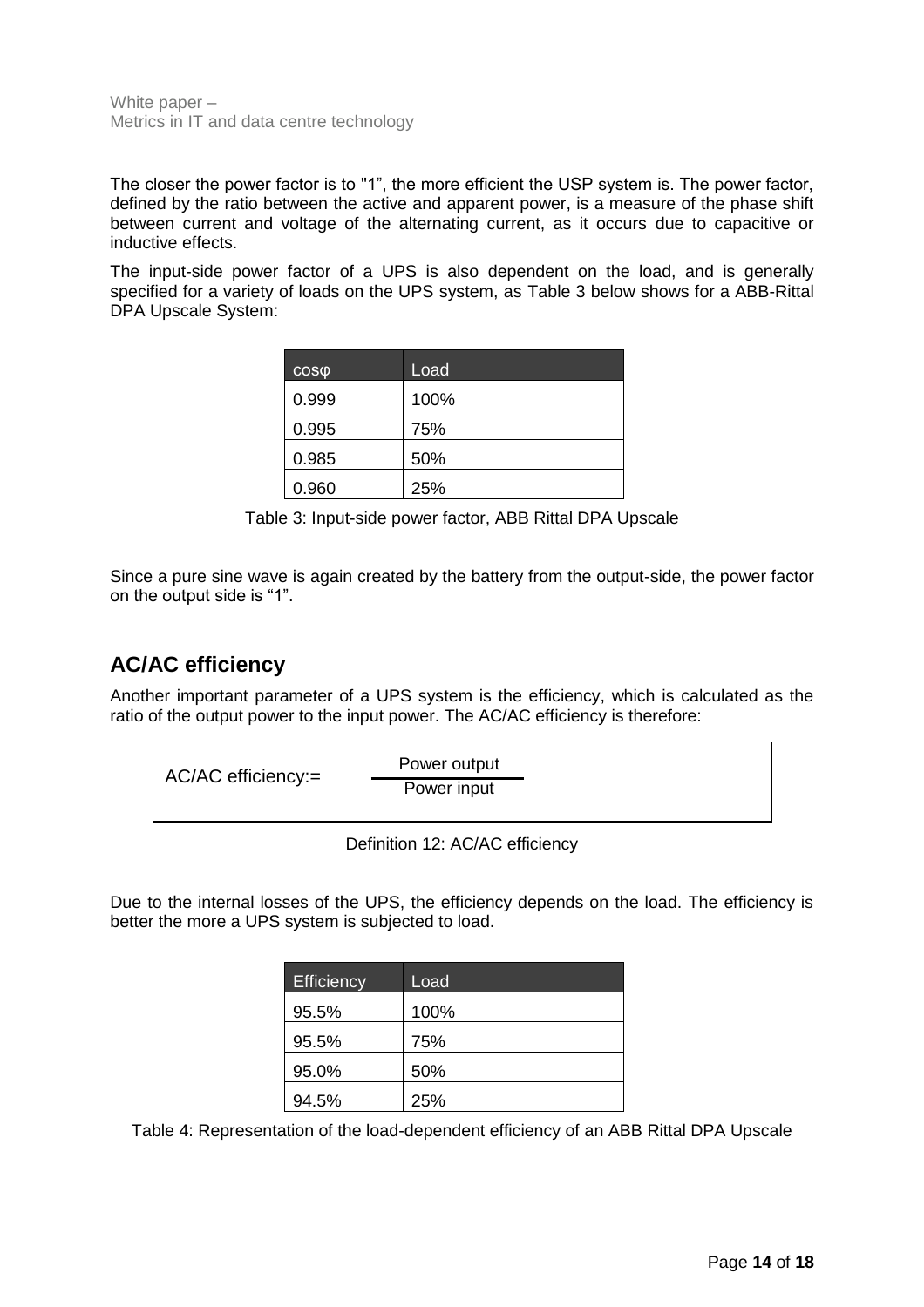The closer the power factor is to "1", the more efficient the USP system is. The power factor, defined by the ratio between the active and apparent power, is a measure of the phase shift between current and voltage of the alternating current, as it occurs due to capacitive or inductive effects.

The input-side power factor of a UPS is also dependent on the load, and is generally specified for a variety of loads on the UPS system, as Table 3 below shows for a ABB-Rittal DPA Upscale System:

| cosφ | Load |
| --- | --- |
| 0.999 | 100% |
| 0.995 | 75% |
| 0.985 | 50% |
| 0.960 | 25% |

Table 3: Input-side power factor, ABB Rittal DPA Upscale

Since a pure sine wave is again created by the battery from the output-side, the power factor on the output side is "1".

## AC/AC efficiency

Another important parameter of a UPS system is the efficiency, which is calculated as the ratio of the output power to the input power. The AC/AC efficiency is therefore:

$$\text{AC/AC efficiency:=} \quad \frac{\text{Power output}}{\text{Power input}}$$

Definition 12: AC/AC efficiency

Due to the internal losses of the UPS, the efficiency depends on the load. The efficiency is better the more a UPS system is subjected to load.

| Efficiency | Load |
| --- | --- |
| 95.5% | 100% |
| 95.5% | 75% |
| 95.0% | 50% |
| 94.5% | 25% |

Table 4: Representation of the load-dependent efficiency of an ABB Rittal DPA Upscale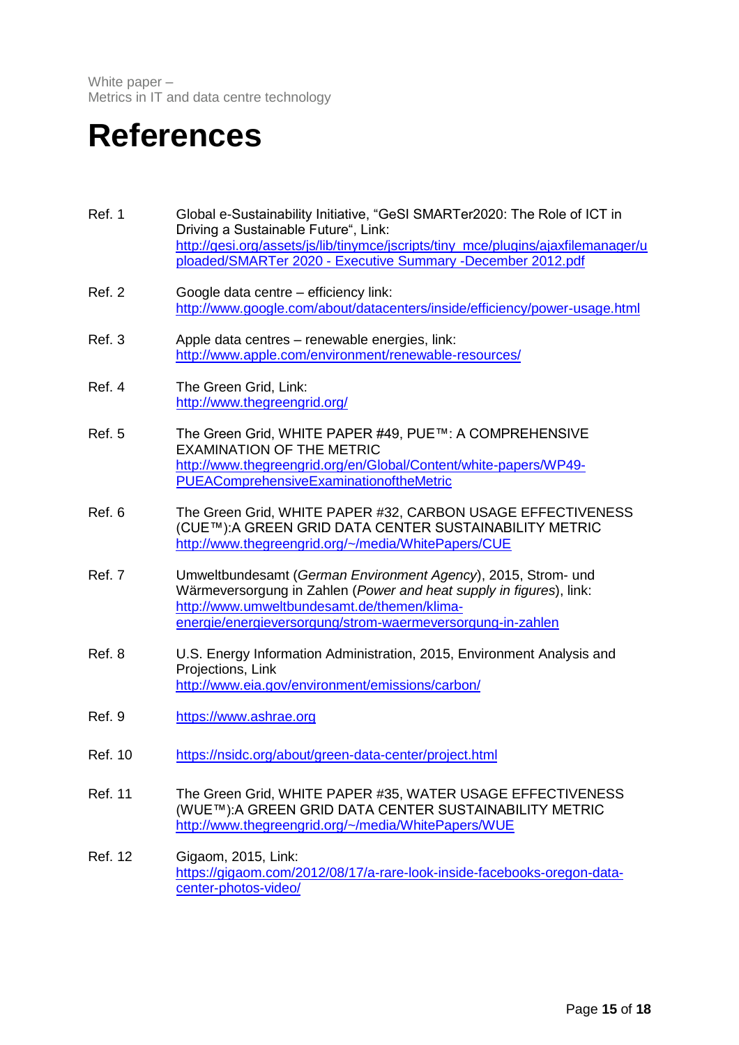// References

Ref. 1 Global e-Sustainability Initiative, “GeSI SMARTer2020: The Role of ICT in Driving a Sustainable Future“, Link: http://gesi.org/assets/js/lib/tinymce/jscripts/tiny_mce/plugins/ajaxfilemanager/uploaded/SMARTer 2020 - Executive Summary -December 2012.pdf

Ref. 2 Google data centre – efficiency link: http://www.google.com/about/datacenters/inside/efficiency/power-usage.html

Ref. 3 Apple data centres – renewable energies, link: http://www.apple.com/environment/renewable-resources/

Ref. 4 The Green Grid, Link: http://www.thegreengrid.org/

Ref. 5 The Green Grid, WHITE PAPER #49, PUE™: A COMPREHENSIVE EXAMINATION OF THE METRIC http://www.thegreengrid.org/en/Global/Content/white-papers/WP49-PUEAComprehensiveExaminationoftheMetric

Ref. 6 The Green Grid, WHITE PAPER #32, CARBON USAGE EFFECTIVENESS (CUE™):A GREEN GRID DATA CENTER SUSTAINABILITY METRIC http://www.thegreengrid.org/~/media/WhitePapers/CUE

Ref. 7 Umweltbundesamt (*German Environment Agency*), 2015, Strom- und Wärmeversorgung in Zahlen (*Power and heat supply in figures*), link: http://www.umweltbundesamt.de/themen/klima-energie/energieversorgung/strom-waermeversorgung-in-zahlen

Ref. 8 U.S. Energy Information Administration, 2015, Environment Analysis and Projections, Link http://www.eia.gov/environment/emissions/carbon/

Ref. 9 https://www.ashrae.org

Ref. 10 https://nsidc.org/about/green-data-center/project.html

Ref. 11 The Green Grid, WHITE PAPER #35, WATER USAGE EFFECTIVENESS (WUE™):A GREEN GRID DATA CENTER SUSTAINABILITY METRIC http://www.thegreengrid.org/~/media/WhitePapers/WUE

Ref. 12 Gigaom, 2015, Link: https://gigaom.com/2012/08/17/a-rare-look-inside-facebooks-oregon-data-center-photos-video/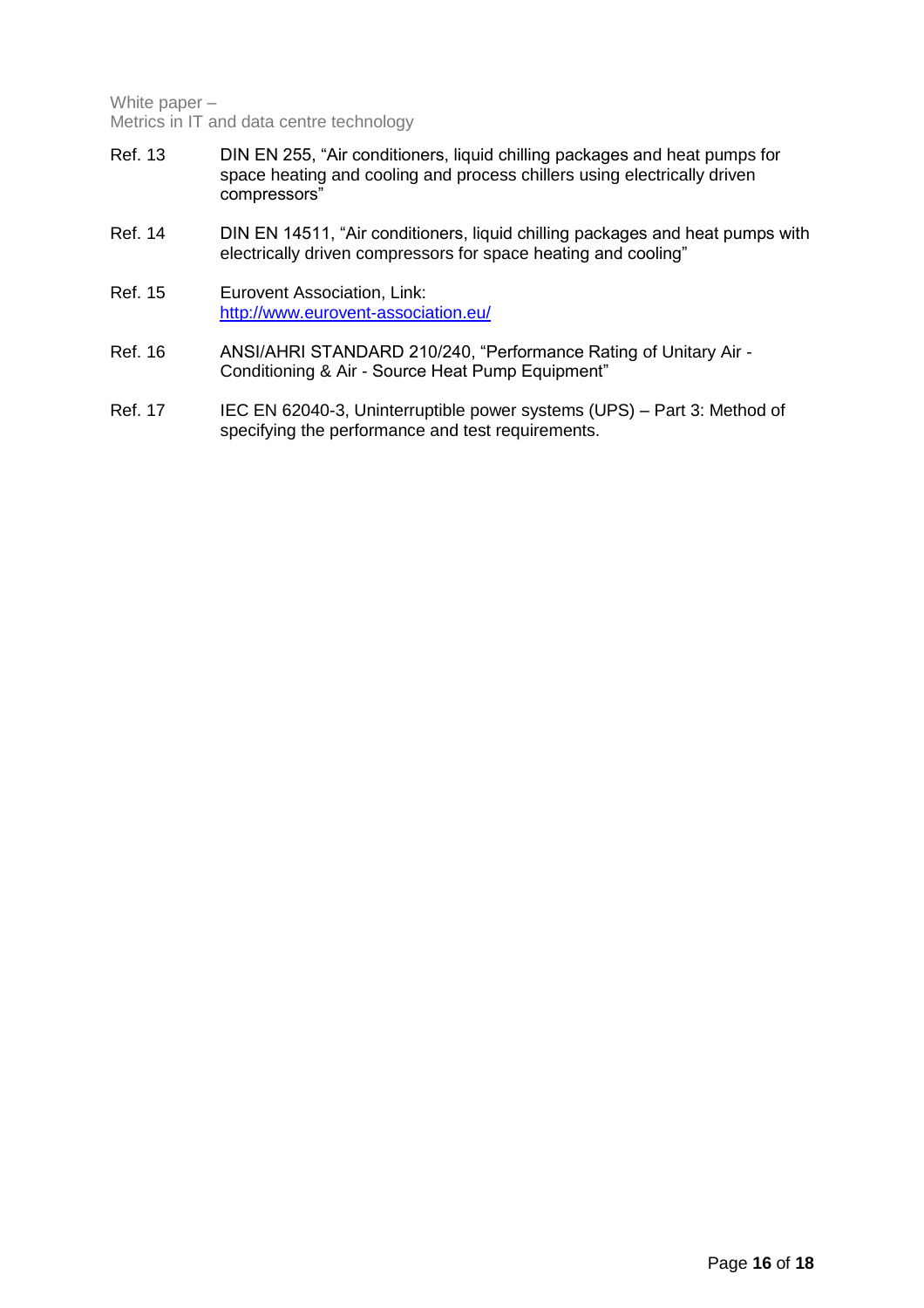| | |
|---|---|
| Ref. 13 | DIN EN 255, "Air conditioners, liquid chilling packages and heat pumps for space heating and cooling and process chillers using electrically driven compressors" |
| Ref. 14 | DIN EN 14511, "Air conditioners, liquid chilling packages and heat pumps with electrically driven compressors for space heating and cooling" |
| Ref. 15 | Eurovent Association, Link: http://www.eurovent-association.eu/ |
| Ref. 16 | ANSI/AHRI STANDARD 210/240, "Performance Rating of Unitary Air - Conditioning & Air - Source Heat Pump Equipment" |
| Ref. 17 | IEC EN 62040-3, Uninterruptible power systems (UPS) – Part 3: Method of specifying the performance and test requirements. |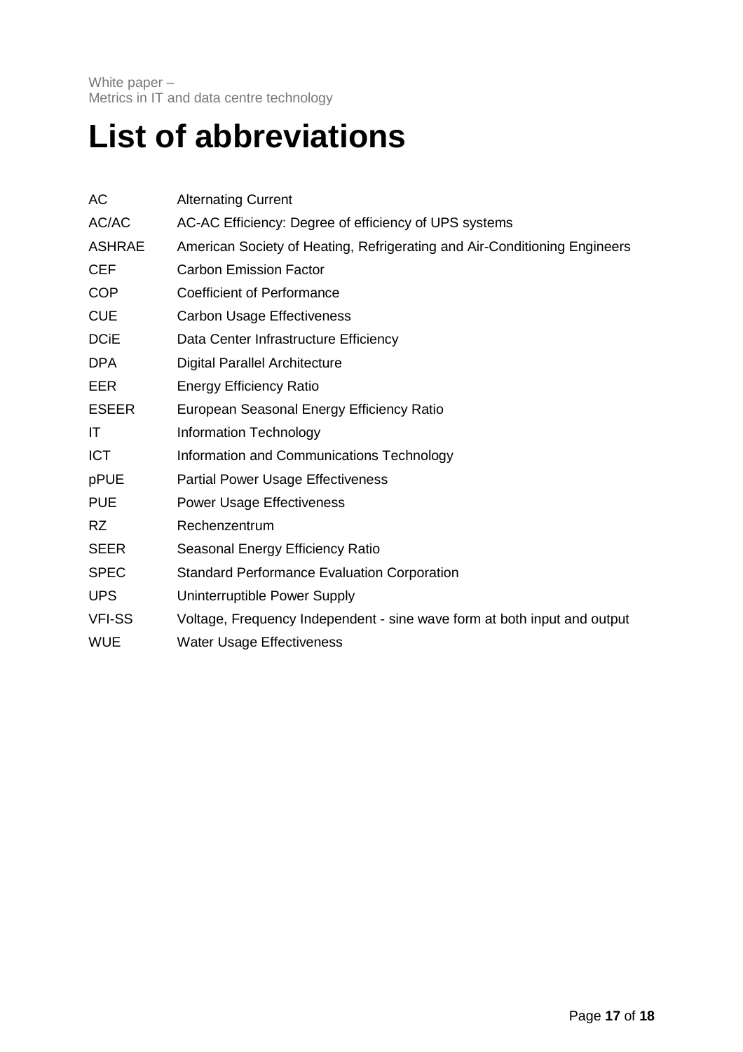# List of abbreviations

| | |
|---|---|
| AC | Alternating Current |
| AC/AC | AC-AC Efficiency: Degree of efficiency of UPS systems |
| ASHRAE | American Society of Heating, Refrigerating and Air-Conditioning Engineers |
| CEF | Carbon Emission Factor |
| COP | Coefficient of Performance |
| CUE | Carbon Usage Effectiveness |
| DCiE | Data Center Infrastructure Efficiency |
| DPA | Digital Parallel Architecture |
| EER | Energy Efficiency Ratio |
| ESEER | European Seasonal Energy Efficiency Ratio |
| IT | Information Technology |
| ICT | Information and Communications Technology |
| pPUE | Partial Power Usage Effectiveness |
| PUE | Power Usage Effectiveness |
| RZ | Rechenzentrum |
| SEER | Seasonal Energy Efficiency Ratio |
| SPEC | Standard Performance Evaluation Corporation |
| UPS | Uninterruptible Power Supply |
| VFI-SS | Voltage, Frequency Independent - sine wave form at both input and output |
| WUE | Water Usage Effectiveness |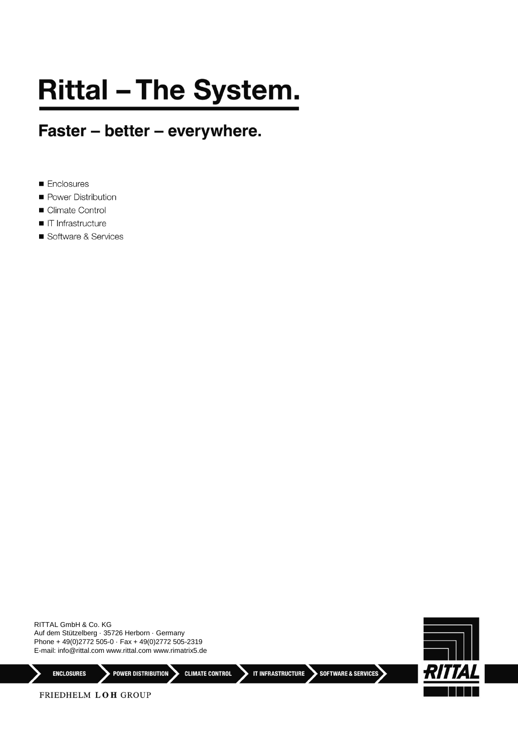# Rittal – The System.

## Faster – better – everywhere.

- Enclosures
- Power Distribution
- Climate Control
- IT Infrastructure
- Software & Services

RITTAL GmbH & Co. KG
Auf dem Stützelberg · 35726 Herborn · Germany
Phone + 49(0)2772 505-0 · Fax + 49(0)2772 505-2319
E-mail: info@rittal.com www.rittal.com www.rimatrix5.de

ENCLOSURES | POWER DISTRIBUTION | CLIMATE CONTROL | IT INFRASTRUCTURE | SOFTWARE & SERVICES

RITTAL

FRIEDHELM LOH GROUP